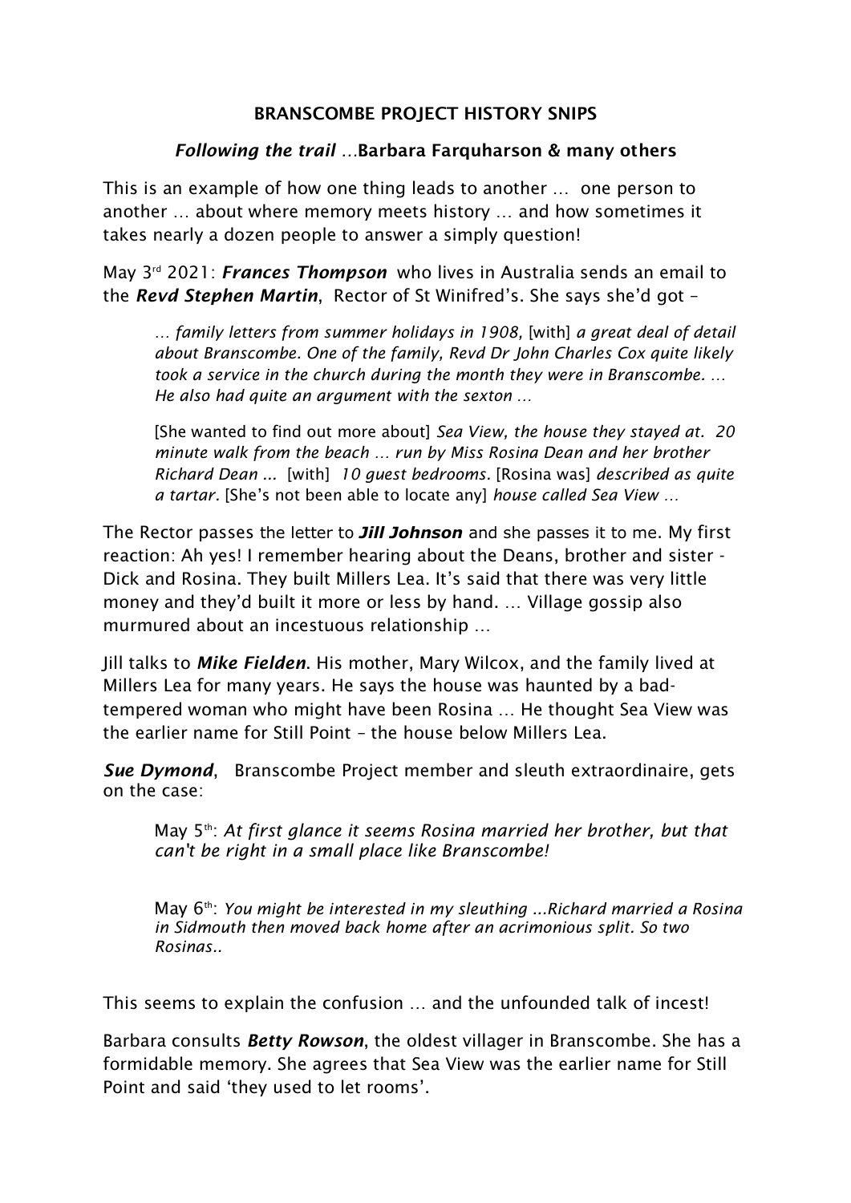# BRANSCOMBE PROJECT HISTORY SNIPS

## *Following the trail* …Barbara Farquharson & many others

This is an example of how one thing leads to another … one person to another … about where memory meets history … and how sometimes it takes nearly a dozen people to answer a simply question!

May 3rd 2021: ***Frances Thompson*** who lives in Australia sends an email to the ***Revd Stephen Martin***, Rector of St Winifred's. She says she'd got –

> *… family letters from summer holidays in 1908,* [with] *a great deal of detail about Branscombe. One of the family, Revd Dr John Charles Cox quite likely took a service in the church during the month they were in Branscombe. … He also had quite an argument with the sexton …*
>
> [She wanted to find out more about] *Sea View, the house they stayed at. 20 minute walk from the beach … run by Miss Rosina Dean and her brother Richard Dean ...* [with] *10 guest bedrooms.* [Rosina was] *described as quite a tartar.* [She's not been able to locate any] *house called Sea View …*

The Rector passes the letter to ***Jill Johnson*** and she passes it to me. My first reaction: Ah yes! I remember hearing about the Deans, brother and sister - Dick and Rosina. They built Millers Lea. It's said that there was very little money and they'd built it more or less by hand. … Village gossip also murmured about an incestuous relationship …

Jill talks to ***Mike Fielden***. His mother, Mary Wilcox, and the family lived at Millers Lea for many years. He says the house was haunted by a bad-tempered woman who might have been Rosina … He thought Sea View was the earlier name for Still Point – the house below Millers Lea.

***Sue Dymond***, Branscombe Project member and sleuth extraordinaire, gets on the case:

> May 5th: *At first glance it seems Rosina married her brother, but that can't be right in a small place like Branscombe!*
>
> May 6th: *You might be interested in my sleuthing ...Richard married a Rosina in Sidmouth then moved back home after an acrimonious split. So two Rosinas..*

This seems to explain the confusion … and the unfounded talk of incest!

Barbara consults ***Betty Rowson***, the oldest villager in Branscombe. She has a formidable memory. She agrees that Sea View was the earlier name for Still Point and said 'they used to let rooms'.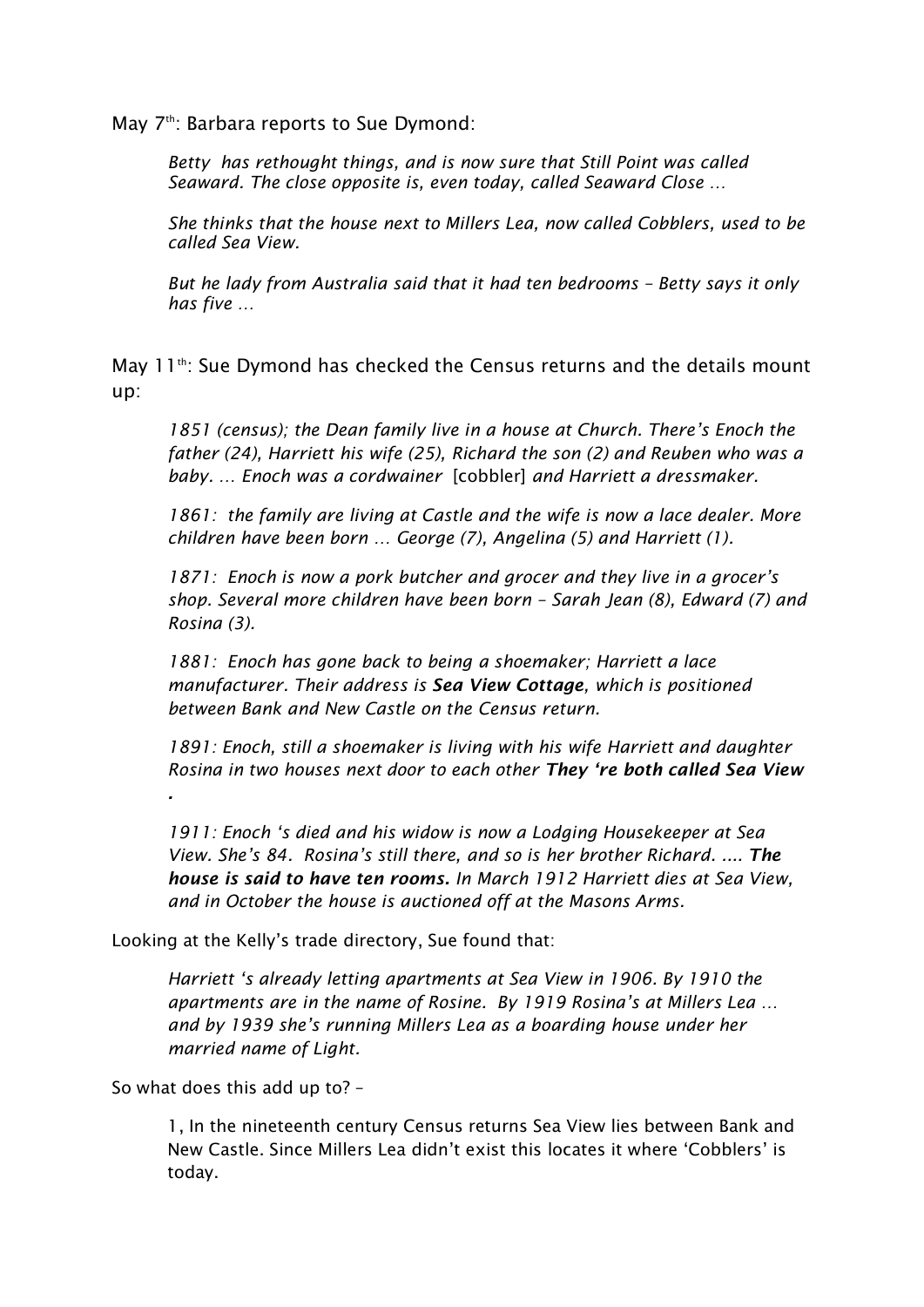May 7th: Barbara reports to Sue Dymond:

> *Betty has rethought things, and is now sure that Still Point was called Seaward. The close opposite is, even today, called Seaward Close …*
>
> *She thinks that the house next to Millers Lea, now called Cobblers, used to be called Sea View.*
>
> *But he lady from Australia said that it had ten bedrooms – Betty says it only has five …*

May 11th: Sue Dymond has checked the Census returns and the details mount up:

> *1851 (census); the Dean family live in a house at Church. There's Enoch the father (24), Harriett his wife (25), Richard the son (2) and Reuben who was a baby. … Enoch was a cordwainer* [cobbler] *and Harriett a dressmaker.*
>
> *1861: the family are living at Castle and the wife is now a lace dealer. More children have been born … George (7), Angelina (5) and Harriett (1).*
>
> *1871: Enoch is now a pork butcher and grocer and they live in a grocer's shop. Several more children have been born – Sarah Jean (8), Edward (7) and Rosina (3).*
>
> *1881: Enoch has gone back to being a shoemaker; Harriett a lace manufacturer. Their address is* ***Sea View Cottage****, which is positioned between Bank and New Castle on the Census return.*
>
> *1891: Enoch, still a shoemaker is living with his wife Harriett and daughter Rosina in two houses next door to each other* ***They 're both called Sea View .***
>
> *1911: Enoch 's died and his widow is now a Lodging Housekeeper at Sea View. She's 84. Rosina's still there, and so is her brother Richard. ....* ***The house is said to have ten rooms.*** *In March 1912 Harriett dies at Sea View, and in October the house is auctioned off at the Masons Arms.*

Looking at the Kelly's trade directory, Sue found that:

> *Harriett 's already letting apartments at Sea View in 1906. By 1910 the apartments are in the name of Rosine. By 1919 Rosina's at Millers Lea … and by 1939 she's running Millers Lea as a boarding house under her married name of Light.*

So what does this add up to? –

> 1, In the nineteenth century Census returns Sea View lies between Bank and New Castle. Since Millers Lea didn't exist this locates it where 'Cobblers' is today.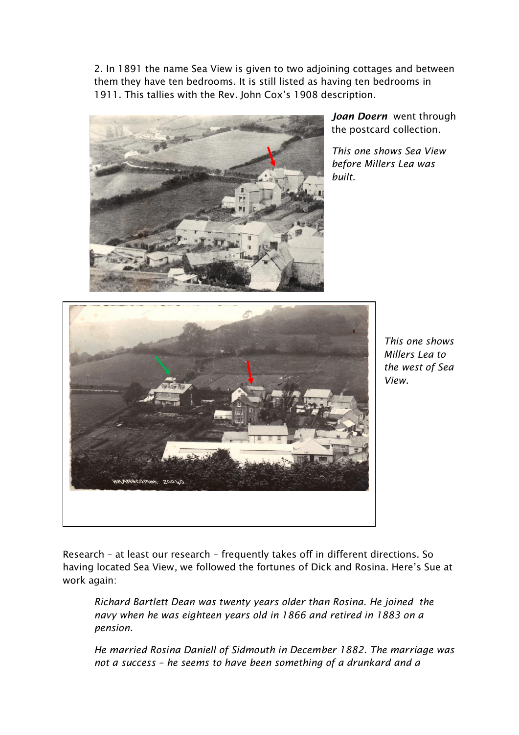2. In 1891 the name Sea View is given to two adjoining cottages and between them they have ten bedrooms. It is still listed as having ten bedrooms in 1911. This tallies with the Rev. John Cox's 1908 description.

***Joan Doern*** went through the postcard collection.

*This one shows Sea View before Millers Lea was built.*

*This one shows Millers Lea to the west of Sea View.*

Research – at least our research – frequently takes off in different directions. So having located Sea View, we followed the fortunes of Dick and Rosina. Here's Sue at work again:

> *Richard Bartlett Dean was twenty years older than Rosina. He joined the navy when he was eighteen years old in 1866 and retired in 1883 on a pension.*
>
> *He married Rosina Daniell of Sidmouth in December 1882. The marriage was not a success – he seems to have been something of a drunkard and a*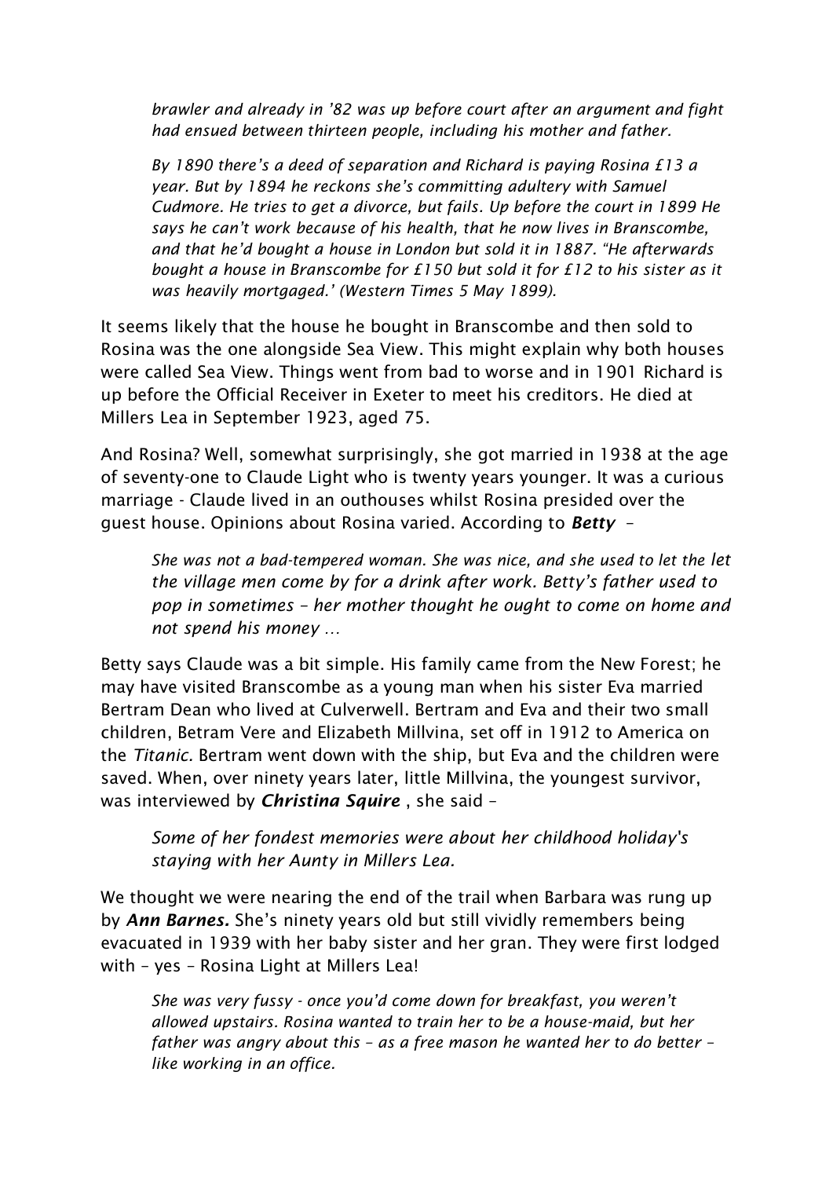> *brawler and already in '82 was up before court after an argument and fight had ensued between thirteen people, including his mother and father.*
>
> *By 1890 there's a deed of separation and Richard is paying Rosina £13 a year. But by 1894 he reckons she's committing adultery with Samuel Cudmore. He tries to get a divorce, but fails. Up before the court in 1899 He says he can't work because of his health, that he now lives in Branscombe, and that he'd bought a house in London but sold it in 1887. "He afterwards bought a house in Branscombe for £150 but sold it for £12 to his sister as it was heavily mortgaged.' (Western Times 5 May 1899).*

It seems likely that the house he bought in Branscombe and then sold to Rosina was the one alongside Sea View. This might explain why both houses were called Sea View. Things went from bad to worse and in 1901 Richard is up before the Official Receiver in Exeter to meet his creditors. He died at Millers Lea in September 1923, aged 75.

And Rosina? Well, somewhat surprisingly, she got married in 1938 at the age of seventy-one to Claude Light who is twenty years younger. It was a curious marriage - Claude lived in an outhouses whilst Rosina presided over the guest house. Opinions about Rosina varied. According to ***Betty*** –

> *She was not a bad-tempered woman. She was nice, and she used to let the let the village men come by for a drink after work. Betty's father used to pop in sometimes – her mother thought he ought to come on home and not spend his money …*

Betty says Claude was a bit simple. His family came from the New Forest; he may have visited Branscombe as a young man when his sister Eva married Bertram Dean who lived at Culverwell. Bertram and Eva and their two small children, Betram Vere and Elizabeth Millvina, set off in 1912 to America on the *Titanic.* Bertram went down with the ship, but Eva and the children were saved. When, over ninety years later, little Millvina, the youngest survivor, was interviewed by ***Christina Squire*** , she said –

> *Some of her fondest memories were about her childhood holiday's staying with her Aunty in Millers Lea.*

We thought we were nearing the end of the trail when Barbara was rung up by ***Ann Barnes.*** She's ninety years old but still vividly remembers being evacuated in 1939 with her baby sister and her gran. They were first lodged with – yes – Rosina Light at Millers Lea!

> *She was very fussy - once you'd come down for breakfast, you weren't allowed upstairs. Rosina wanted to train her to be a house-maid, but her father was angry about this – as a free mason he wanted her to do better – like working in an office.*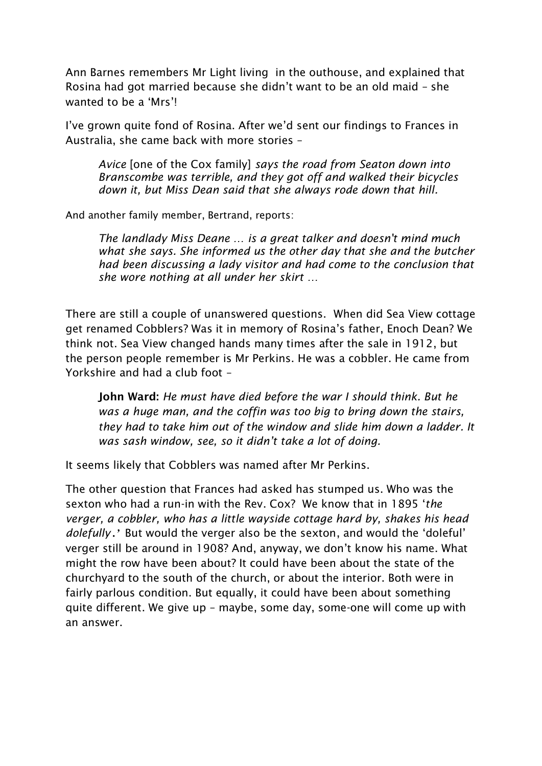Ann Barnes remembers Mr Light living in the outhouse, and explained that Rosina had got married because she didn't want to be an old maid – she wanted to be a 'Mrs'!

I've grown quite fond of Rosina. After we'd sent our findings to Frances in Australia, she came back with more stories –

> *Avice* [one of the Cox family] *says the road from Seaton down into Branscombe was terrible, and they got off and walked their bicycles down it, but Miss Dean said that she always rode down that hill.*

And another family member, Bertrand, reports:

> *The landlady Miss Deane … is a great talker and doesn't mind much what she says. She informed us the other day that she and the butcher had been discussing a lady visitor and had come to the conclusion that she wore nothing at all under her skirt …*

There are still a couple of unanswered questions. When did Sea View cottage get renamed Cobblers? Was it in memory of Rosina's father, Enoch Dean? We think not. Sea View changed hands many times after the sale in 1912, but the person people remember is Mr Perkins. He was a cobbler. He came from Yorkshire and had a club foot –

> **John Ward:** *He must have died before the war I should think. But he was a huge man, and the coffin was too big to bring down the stairs, they had to take him out of the window and slide him down a ladder. It was sash window, see, so it didn't take a lot of doing.*

It seems likely that Cobblers was named after Mr Perkins.

The other question that Frances had asked has stumped us. Who was the sexton who had a run-in with the Rev. Cox? We know that in 1895 '*the verger, a cobbler, who has a little wayside cottage hard by, shakes his head dolefully*.' But would the verger also be the sexton, and would the 'doleful' verger still be around in 1908? And, anyway, we don't know his name. What might the row have been about? It could have been about the state of the churchyard to the south of the church, or about the interior. Both were in fairly parlous condition. But equally, it could have been about something quite different. We give up – maybe, some day, some-one will come up with an answer.